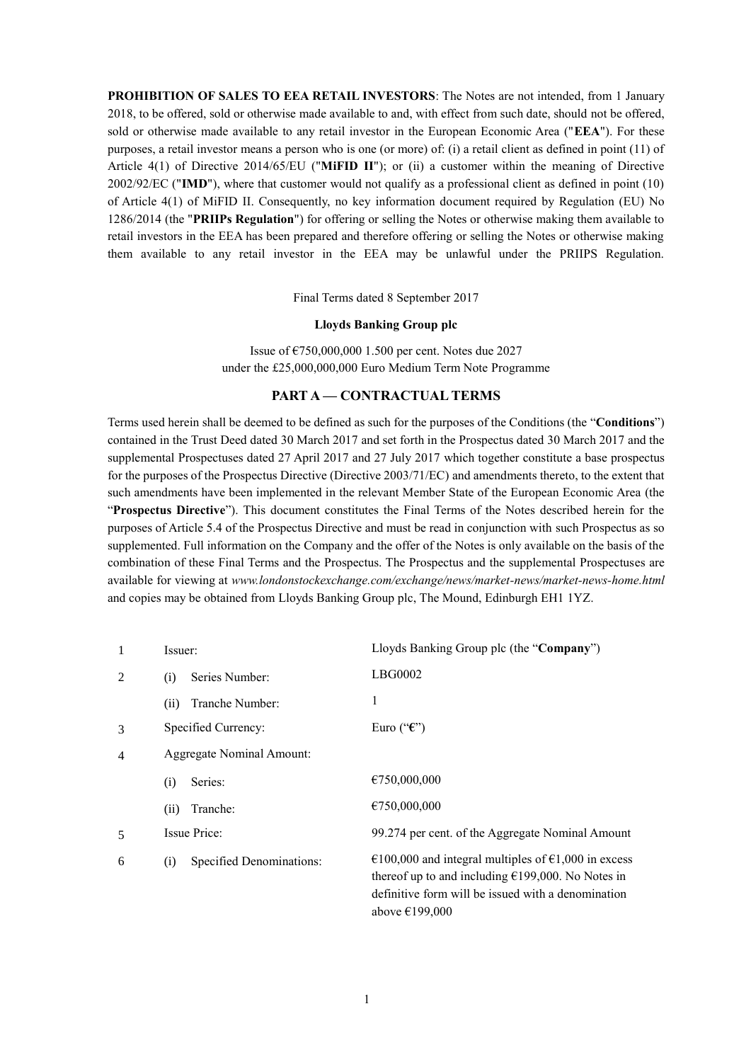**PROHIBITION OF SALES TO EEA RETAIL INVESTORS**: The Notes are not intended, from 1 January 2018, to be offered, sold or otherwise made available to and, with effect from such date, should not be offered, sold or otherwise made available to any retail investor in the European Economic Area ("**EEA**"). For these purposes, a retail investor means a person who is one (or more) of: (i) a retail client as defined in point (11) of Article 4(1) of Directive 2014/65/EU ("**MiFID II**"); or (ii) a customer within the meaning of Directive 2002/92/EC ("**IMD**"), where that customer would not qualify as a professional client as defined in point (10) of Article 4(1) of MiFID II. Consequently, no key information document required by Regulation (EU) No 1286/2014 (the "**PRIIPs Regulation**") for offering or selling the Notes or otherwise making them available to retail investors in the EEA has been prepared and therefore offering or selling the Notes or otherwise making them available to any retail investor in the EEA may be unlawful under the PRIIPS Regulation.

Final Terms dated 8 September 2017

**Lloyds Banking Group plc**

Issue of €750,000,000 1.500 per cent. Notes due 2027
under the £25,000,000,000 Euro Medium Term Note Programme

## PART A — CONTRACTUAL TERMS

Terms used herein shall be deemed to be defined as such for the purposes of the Conditions (the "**Conditions**") contained in the Trust Deed dated 30 March 2017 and set forth in the Prospectus dated 30 March 2017 and the supplemental Prospectuses dated 27 April 2017 and 27 July 2017 which together constitute a base prospectus for the purposes of the Prospectus Directive (Directive 2003/71/EC) and amendments thereto, to the extent that such amendments have been implemented in the relevant Member State of the European Economic Area (the "**Prospectus Directive**"). This document constitutes the Final Terms of the Notes described herein for the purposes of Article 5.4 of the Prospectus Directive and must be read in conjunction with such Prospectus as so supplemented. Full information on the Company and the offer of the Notes is only available on the basis of the combination of these Final Terms and the Prospectus. The Prospectus and the supplemental Prospectuses are available for viewing at *www.londonstockexchange.com/exchange/news/market-news/market-news-home.html* and copies may be obtained from Lloyds Banking Group plc, The Mound, Edinburgh EH1 1YZ.

| | | |
|---|---|---|
| 1 | Issuer: | Lloyds Banking Group plc (the "**Company**") |
| 2 | (i) Series Number: | LBG0002 |
| | (ii) Tranche Number: | 1 |
| 3 | Specified Currency: | Euro ("**€**") |
| 4 | Aggregate Nominal Amount: | |
| | (i) Series: | €750,000,000 |
| | (ii) Tranche: | €750,000,000 |
| 5 | Issue Price: | 99.274 per cent. of the Aggregate Nominal Amount |
| 6 | (i) Specified Denominations: | €100,000 and integral multiples of €1,000 in excess thereof up to and including €199,000. No Notes in definitive form will be issued with a denomination above €199,000 |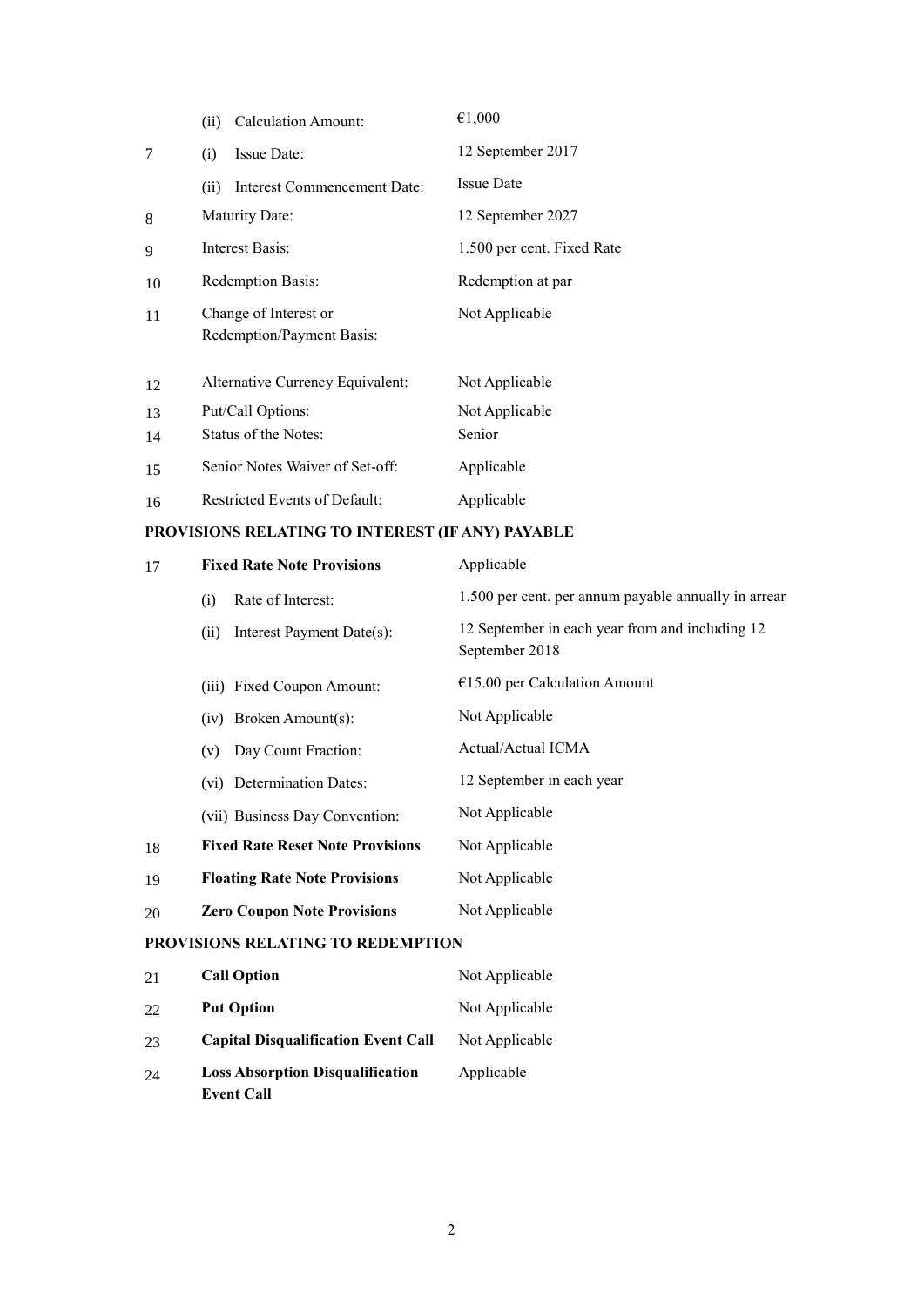| | | |
|---|---|---|
| | (ii) Calculation Amount: | €1,000 |
| 7 | (i) Issue Date: | 12 September 2017 |
| | (ii) Interest Commencement Date: | Issue Date |
| 8 | Maturity Date: | 12 September 2027 |
| 9 | Interest Basis: | 1.500 per cent. Fixed Rate |
| 10 | Redemption Basis: | Redemption at par |
| 11 | Change of Interest or Redemption/Payment Basis: | Not Applicable |
| 12 | Alternative Currency Equivalent: | Not Applicable |
| 13 | Put/Call Options: | Not Applicable |
| 14 | Status of the Notes: | Senior |
| 15 | Senior Notes Waiver of Set-off: | Applicable |
| 16 | Restricted Events of Default: | Applicable |

## PROVISIONS RELATING TO INTEREST (IF ANY) PAYABLE

| | | |
|---|---|---|
| 17 | **Fixed Rate Note Provisions** | Applicable |
| | (i) Rate of Interest: | 1.500 per cent. per annum payable annually in arrear |
| | (ii) Interest Payment Date(s): | 12 September in each year from and including 12 September 2018 |
| | (iii) Fixed Coupon Amount: | €15.00 per Calculation Amount |
| | (iv) Broken Amount(s): | Not Applicable |
| | (v) Day Count Fraction: | Actual/Actual ICMA |
| | (vi) Determination Dates: | 12 September in each year |
| | (vii) Business Day Convention: | Not Applicable |
| 18 | **Fixed Rate Reset Note Provisions** | Not Applicable |
| 19 | **Floating Rate Note Provisions** | Not Applicable |
| 20 | **Zero Coupon Note Provisions** | Not Applicable |

## PROVISIONS RELATING TO REDEMPTION

| | | |
|---|---|---|
| 21 | **Call Option** | Not Applicable |
| 22 | **Put Option** | Not Applicable |
| 23 | **Capital Disqualification Event Call** | Not Applicable |
| 24 | **Loss Absorption Disqualification Event Call** | Applicable |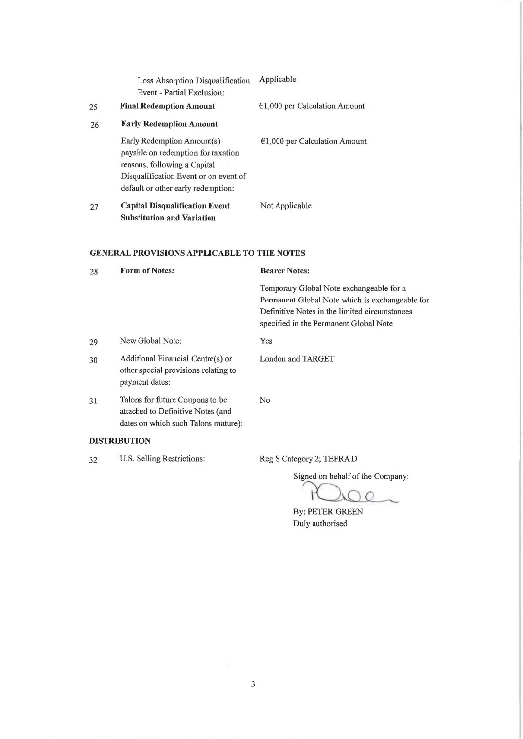| | | |
|---|---|---|
| | Loss Absorption Disqualification Event - Partial Exclusion: | Applicable |
| 25 | **Final Redemption Amount** | €1,000 per Calculation Amount |
| 26 | **Early Redemption Amount** | |
| | Early Redemption Amount(s) payable on redemption for taxation reasons, following a Capital Disqualification Event or on event of default or other early redemption: | €1,000 per Calculation Amount |
| 27 | **Capital Disqualification Event Substitution and Variation** | Not Applicable |

## GENERAL PROVISIONS APPLICABLE TO THE NOTES

| | | |
|---|---|---|
| 28 | **Form of Notes:** | **Bearer Notes:** Temporary Global Note exchangeable for a Permanent Global Note which is exchangeable for Definitive Notes in the limited circumstances specified in the Permanent Global Note |
| 29 | New Global Note: | Yes |
| 30 | Additional Financial Centre(s) or other special provisions relating to payment dates: | London and TARGET |
| 31 | Talons for future Coupons to be attached to Definitive Notes (and dates on which such Talons mature): | No |

## DISTRIBUTION

| | | |
|---|---|---|
| 32 | U.S. Selling Restrictions: | Reg S Category 2; TEFRA D |

Signed on behalf of the Company:

By: PETER GREEN
Duly authorised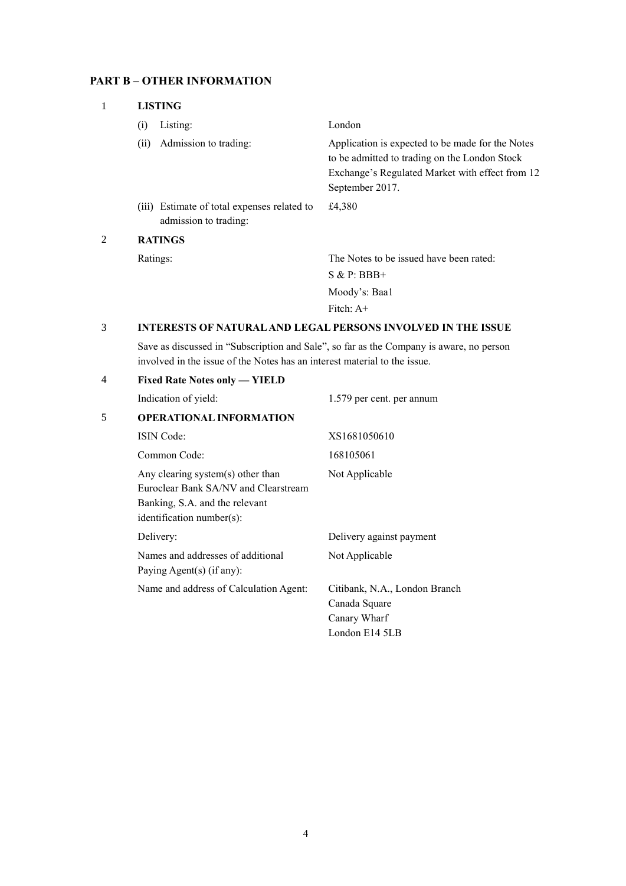## PART B – OTHER INFORMATION

### 1 LISTING

| | |
|---|---|
| (i) Listing: | London |
| (ii) Admission to trading: | Application is expected to be made for the Notes to be admitted to trading on the London Stock Exchange's Regulated Market with effect from 12 September 2017. |
| (iii) Estimate of total expenses related to admission to trading: | £4,380 |

### 2 RATINGS

| | |
|---|---|
| Ratings: | The Notes to be issued have been rated:<br>S & P: BBB+<br>Moody's: Baa1<br>Fitch: A+ |

### 3 INTERESTS OF NATURAL AND LEGAL PERSONS INVOLVED IN THE ISSUE

Save as discussed in "Subscription and Sale", so far as the Company is aware, no person involved in the issue of the Notes has an interest material to the issue.

### 4 Fixed Rate Notes only — YIELD

| | |
|---|---|
| Indication of yield: | 1.579 per cent. per annum |

### 5 OPERATIONAL INFORMATION

| | |
|---|---|
| ISIN Code: | XS1681050610 |
| Common Code: | 168105061 |
| Any clearing system(s) other than Euroclear Bank SA/NV and Clearstream Banking, S.A. and the relevant identification number(s): | Not Applicable |
| Delivery: | Delivery against payment |
| Names and addresses of additional Paying Agent(s) (if any): | Not Applicable |
| Name and address of Calculation Agent: | Citibank, N.A., London Branch<br>Canada Square<br>Canary Wharf<br>London E14 5LB |